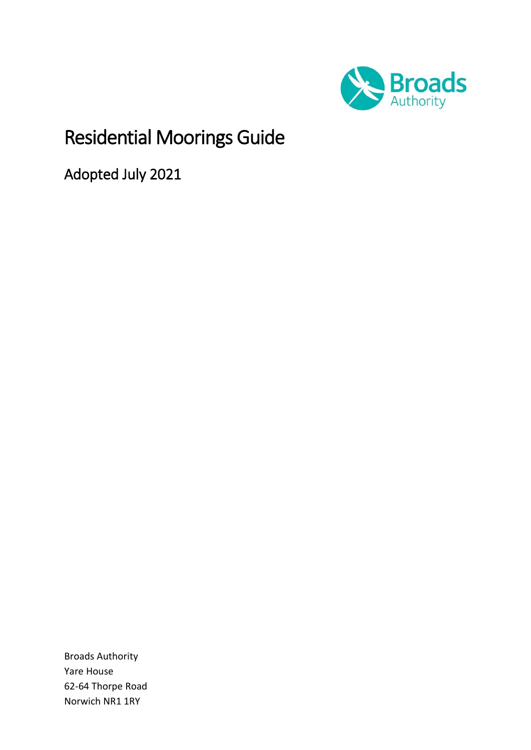Broads Authority

# Residential Moorings Guide

## Adopted July 2021

Broads Authority
Yare House
62-64 Thorpe Road
Norwich NR1 1RY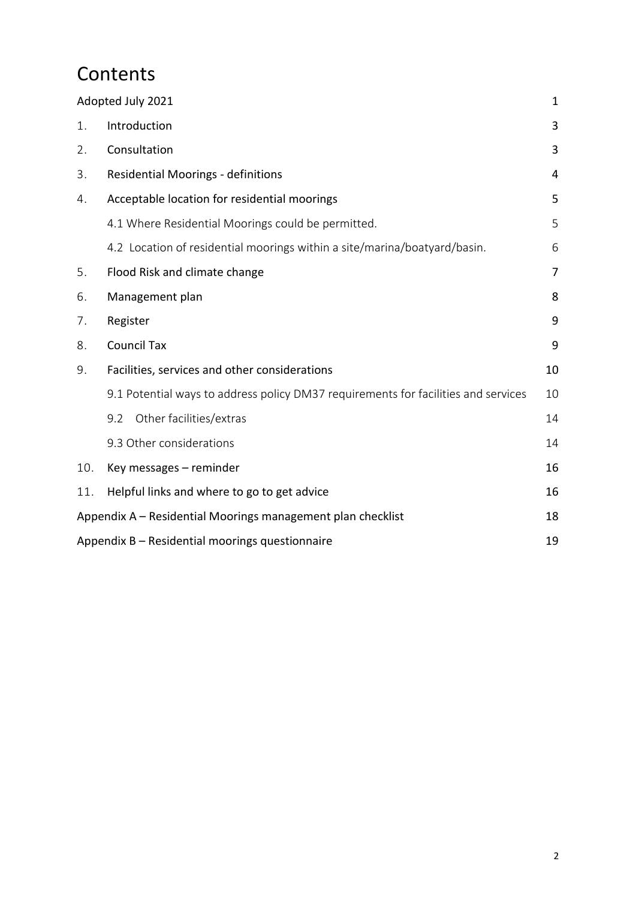# Contents

| | | |
|---|---|---|
| Adopted July 2021 | | 1 |
| 1. | Introduction | 3 |
| 2. | Consultation | 3 |
| 3. | Residential Moorings - definitions | 4 |
| 4. | Acceptable location for residential moorings | 5 |
| | 4.1 Where Residential Moorings could be permitted. | 5 |
| | 4.2 Location of residential moorings within a site/marina/boatyard/basin. | 6 |
| 5. | Flood Risk and climate change | 7 |
| 6. | Management plan | 8 |
| 7. | Register | 9 |
| 8. | Council Tax | 9 |
| 9. | Facilities, services and other considerations | 10 |
| | 9.1 Potential ways to address policy DM37 requirements for facilities and services | 10 |
| | 9.2 Other facilities/extras | 14 |
| | 9.3 Other considerations | 14 |
| 10. | Key messages – reminder | 16 |
| 11. | Helpful links and where to go to get advice | 16 |
| Appendix A – Residential Moorings management plan checklist | | 18 |
| Appendix B – Residential moorings questionnaire | | 19 |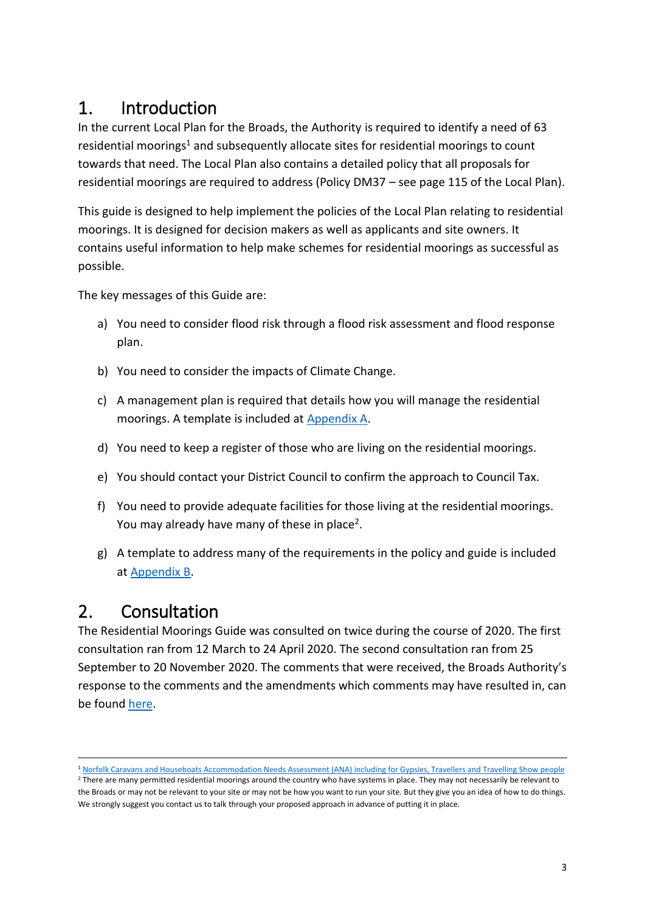# 1. Introduction

In the current Local Plan for the Broads, the Authority is required to identify a need of 63 residential moorings[1] and subsequently allocate sites for residential moorings to count towards that need. The Local Plan also contains a detailed policy that all proposals for residential moorings are required to address (Policy DM37 – see page 115 of the Local Plan).

This guide is designed to help implement the policies of the Local Plan relating to residential moorings. It is designed for decision makers as well as applicants and site owners. It contains useful information to help make schemes for residential moorings as successful as possible.

The key messages of this Guide are:

a) You need to consider flood risk through a flood risk assessment and flood response plan.

b) You need to consider the impacts of Climate Change.

c) A management plan is required that details how you will manage the residential moorings. A template is included at [Appendix A](#).

d) You need to keep a register of those who are living on the residential moorings.

e) You should contact your District Council to confirm the approach to Council Tax.

f) You need to provide adequate facilities for those living at the residential moorings. You may already have many of these in place[2].

g) A template to address many of the requirements in the policy and guide is included at [Appendix B](#).

# 2. Consultation

The Residential Moorings Guide was consulted on twice during the course of 2020. The first consultation ran from 12 March to 24 April 2020. The second consultation ran from 25 September to 20 November 2020. The comments that were received, the Broads Authority's response to the comments and the amendments which comments may have resulted in, can be found [here](#).

---

[1] [Norfolk Caravans and Houseboats Accommodation Needs Assessment (ANA) including for Gypsies, Travellers and Travelling Show people](#)

[2] There are many permitted residential moorings around the country who have systems in place. They may not necessarily be relevant to the Broads or may not be relevant to your site or may not be how you want to run your site. But they give you an idea of how to do things. We strongly suggest you contact us to talk through your proposed approach in advance of putting it in place.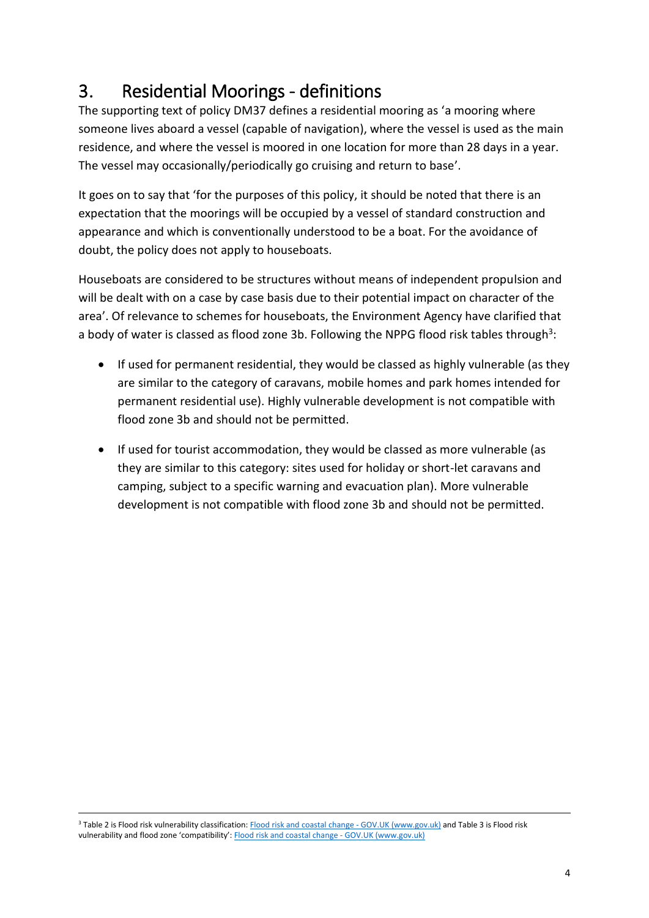## 3. Residential Moorings - definitions

The supporting text of policy DM37 defines a residential mooring as 'a mooring where someone lives aboard a vessel (capable of navigation), where the vessel is used as the main residence, and where the vessel is moored in one location for more than 28 days in a year. The vessel may occasionally/periodically go cruising and return to base'.

It goes on to say that 'for the purposes of this policy, it should be noted that there is an expectation that the moorings will be occupied by a vessel of standard construction and appearance and which is conventionally understood to be a boat. For the avoidance of doubt, the policy does not apply to houseboats.

Houseboats are considered to be structures without means of independent propulsion and will be dealt with on a case by case basis due to their potential impact on character of the area'. Of relevance to schemes for houseboats, the Environment Agency have clarified that a body of water is classed as flood zone 3b. Following the NPPG flood risk tables through[3]:

- If used for permanent residential, they would be classed as highly vulnerable (as they are similar to the category of caravans, mobile homes and park homes intended for permanent residential use). Highly vulnerable development is not compatible with flood zone 3b and should not be permitted.
- If used for tourist accommodation, they would be classed as more vulnerable (as they are similar to this category: sites used for holiday or short-let caravans and camping, subject to a specific warning and evacuation plan). More vulnerable development is not compatible with flood zone 3b and should not be permitted.

---

[3] Table 2 is Flood risk vulnerability classification: [Flood risk and coastal change - GOV.UK (www.gov.uk)]() and Table 3 is Flood risk vulnerability and flood zone 'compatibility': [Flood risk and coastal change - GOV.UK (www.gov.uk)]()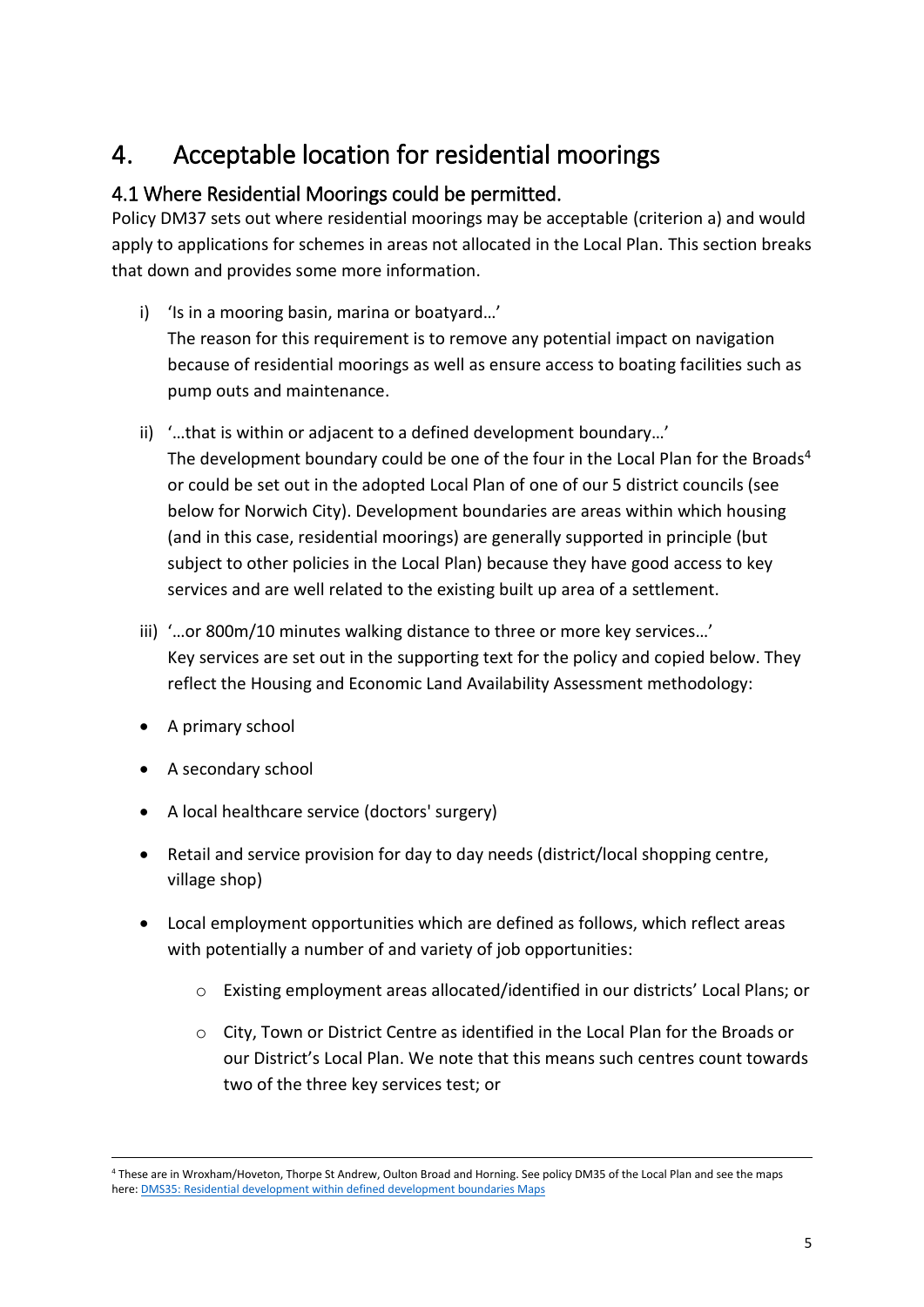# 4. Acceptable location for residential moorings

## 4.1 Where Residential Moorings could be permitted.

Policy DM37 sets out where residential moorings may be acceptable (criterion a) and would apply to applications for schemes in areas not allocated in the Local Plan. This section breaks that down and provides some more information.

i) 'Is in a mooring basin, marina or boatyard…'
The reason for this requirement is to remove any potential impact on navigation because of residential moorings as well as ensure access to boating facilities such as pump outs and maintenance.

ii) '…that is within or adjacent to a defined development boundary…'
The development boundary could be one of the four in the Local Plan for the Broads[4] or could be set out in the adopted Local Plan of one of our 5 district councils (see below for Norwich City). Development boundaries are areas within which housing (and in this case, residential moorings) are generally supported in principle (but subject to other policies in the Local Plan) because they have good access to key services and are well related to the existing built up area of a settlement.

iii) '…or 800m/10 minutes walking distance to three or more key services…'
Key services are set out in the supporting text for the policy and copied below. They reflect the Housing and Economic Land Availability Assessment methodology:

- A primary school
- A secondary school
- A local healthcare service (doctors' surgery)
- Retail and service provision for day to day needs (district/local shopping centre, village shop)
- Local employment opportunities which are defined as follows, which reflect areas with potentially a number of and variety of job opportunities:
  - Existing employment areas allocated/identified in our districts' Local Plans; or
  - City, Town or District Centre as identified in the Local Plan for the Broads or our District's Local Plan. We note that this means such centres count towards two of the three key services test; or

[4] These are in Wroxham/Hoveton, Thorpe St Andrew, Oulton Broad and Horning. See policy DM35 of the Local Plan and see the maps here: DMS35: Residential development within defined development boundaries Maps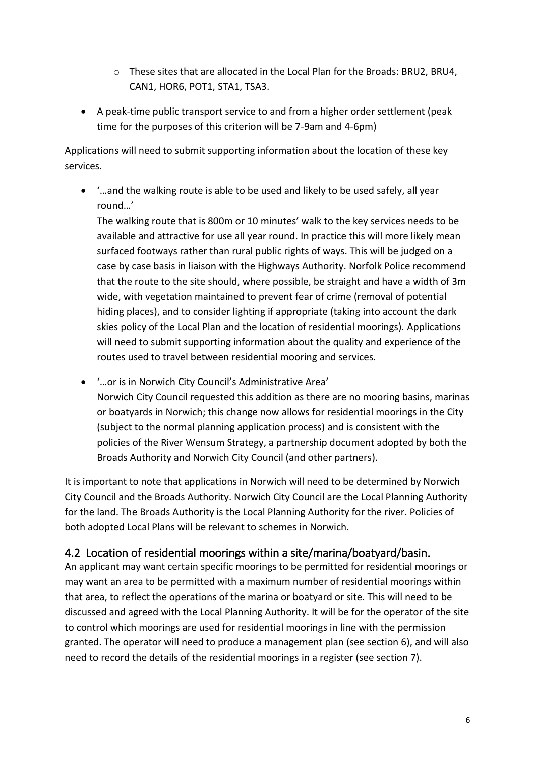- These sites that are allocated in the Local Plan for the Broads: BRU2, BRU4, CAN1, HOR6, POT1, STA1, TSA3.
- A peak-time public transport service to and from a higher order settlement (peak time for the purposes of this criterion will be 7-9am and 4-6pm)

Applications will need to submit supporting information about the location of these key services.

- '…and the walking route is able to be used and likely to be used safely, all year round…'

  The walking route that is 800m or 10 minutes' walk to the key services needs to be available and attractive for use all year round. In practice this will more likely mean surfaced footways rather than rural public rights of ways. This will be judged on a case by case basis in liaison with the Highways Authority. Norfolk Police recommend that the route to the site should, where possible, be straight and have a width of 3m wide, with vegetation maintained to prevent fear of crime (removal of potential hiding places), and to consider lighting if appropriate (taking into account the dark skies policy of the Local Plan and the location of residential moorings). Applications will need to submit supporting information about the quality and experience of the routes used to travel between residential mooring and services.

- '…or is in Norwich City Council's Administrative Area'

  Norwich City Council requested this addition as there are no mooring basins, marinas or boatyards in Norwich; this change now allows for residential moorings in the City (subject to the normal planning application process) and is consistent with the policies of the River Wensum Strategy, a partnership document adopted by both the Broads Authority and Norwich City Council (and other partners).

It is important to note that applications in Norwich will need to be determined by Norwich City Council and the Broads Authority. Norwich City Council are the Local Planning Authority for the land. The Broads Authority is the Local Planning Authority for the river. Policies of both adopted Local Plans will be relevant to schemes in Norwich.

## 4.2 Location of residential moorings within a site/marina/boatyard/basin.

An applicant may want certain specific moorings to be permitted for residential moorings or may want an area to be permitted with a maximum number of residential moorings within that area, to reflect the operations of the marina or boatyard or site. This will need to be discussed and agreed with the Local Planning Authority. It will be for the operator of the site to control which moorings are used for residential moorings in line with the permission granted. The operator will need to produce a management plan (see section 6), and will also need to record the details of the residential moorings in a register (see section 7).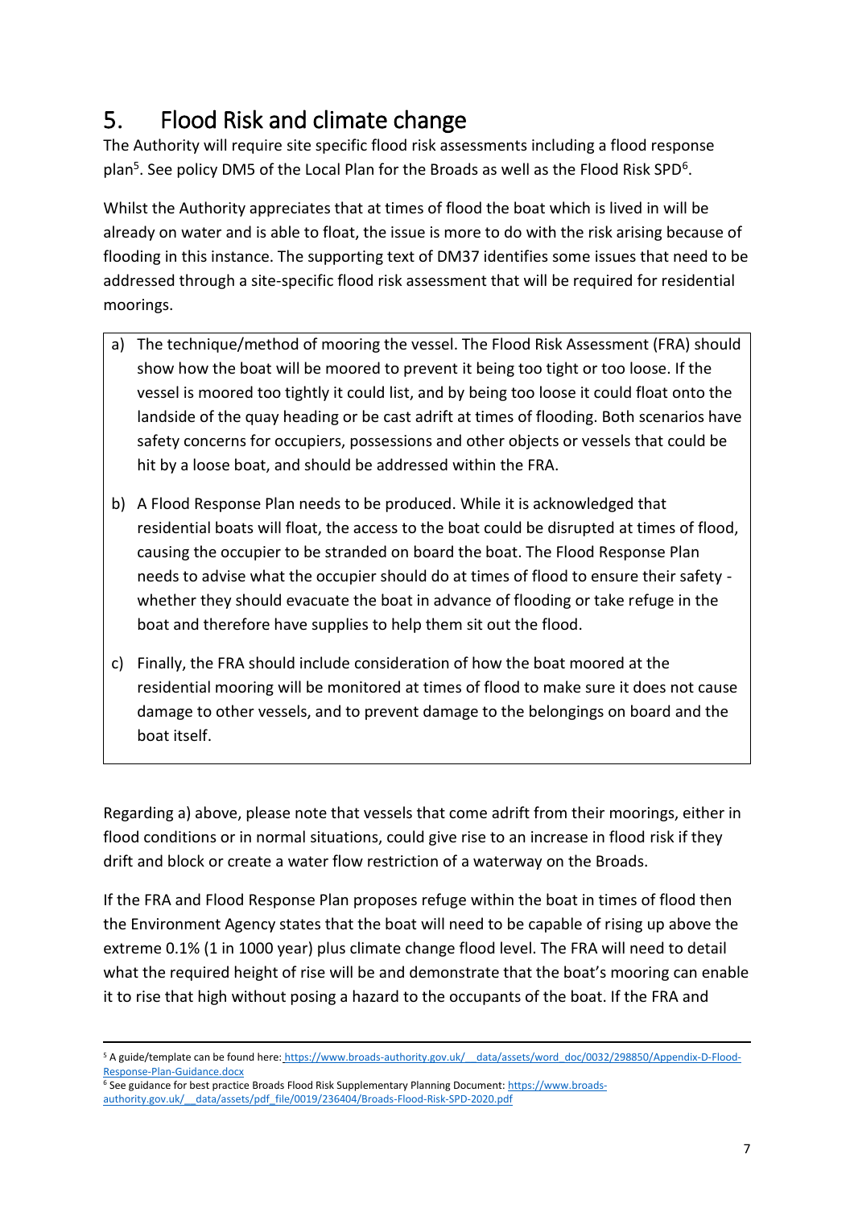## 5. Flood Risk and climate change

The Authority will require site specific flood risk assessments including a flood response plan[5]. See policy DM5 of the Local Plan for the Broads as well as the Flood Risk SPD[6].

Whilst the Authority appreciates that at times of flood the boat which is lived in will be already on water and is able to float, the issue is more to do with the risk arising because of flooding in this instance. The supporting text of DM37 identifies some issues that need to be addressed through a site-specific flood risk assessment that will be required for residential moorings.

a) The technique/method of mooring the vessel. The Flood Risk Assessment (FRA) should show how the boat will be moored to prevent it being too tight or too loose. If the vessel is moored too tightly it could list, and by being too loose it could float onto the landside of the quay heading or be cast adrift at times of flooding. Both scenarios have safety concerns for occupiers, possessions and other objects or vessels that could be hit by a loose boat, and should be addressed within the FRA.

b) A Flood Response Plan needs to be produced. While it is acknowledged that residential boats will float, the access to the boat could be disrupted at times of flood, causing the occupier to be stranded on board the boat. The Flood Response Plan needs to advise what the occupier should do at times of flood to ensure their safety - whether they should evacuate the boat in advance of flooding or take refuge in the boat and therefore have supplies to help them sit out the flood.

c) Finally, the FRA should include consideration of how the boat moored at the residential mooring will be monitored at times of flood to make sure it does not cause damage to other vessels, and to prevent damage to the belongings on board and the boat itself.

Regarding a) above, please note that vessels that come adrift from their moorings, either in flood conditions or in normal situations, could give rise to an increase in flood risk if they drift and block or create a water flow restriction of a waterway on the Broads.

If the FRA and Flood Response Plan proposes refuge within the boat in times of flood then the Environment Agency states that the boat will need to be capable of rising up above the extreme 0.1% (1 in 1000 year) plus climate change flood level. The FRA will need to detail what the required height of rise will be and demonstrate that the boat's mooring can enable it to rise that high without posing a hazard to the occupants of the boat. If the FRA and

---

[5] A guide/template can be found here: https://www.broads-authority.gov.uk/__data/assets/word_doc/0032/298850/Appendix-D-Flood-Response-Plan-Guidance.docx

[6] See guidance for best practice Broads Flood Risk Supplementary Planning Document: https://www.broads-authority.gov.uk/__data/assets/pdf_file/0019/236404/Broads-Flood-Risk-SPD-2020.pdf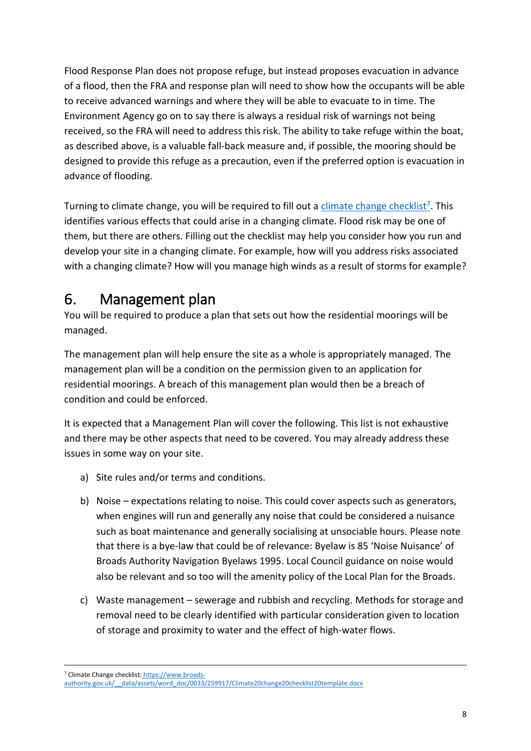Flood Response Plan does not propose refuge, but instead proposes evacuation in advance of a flood, then the FRA and response plan will need to show how the occupants will be able to receive advanced warnings and where they will be able to evacuate to in time. The Environment Agency go on to say there is always a residual risk of warnings not being received, so the FRA will need to address this risk. The ability to take refuge within the boat, as described above, is a valuable fall-back measure and, if possible, the mooring should be designed to provide this refuge as a precaution, even if the preferred option is evacuation in advance of flooding.

Turning to climate change, you will be required to fill out a climate change checklist[7]. This identifies various effects that could arise in a changing climate. Flood risk may be one of them, but there are others. Filling out the checklist may help you consider how you run and develop your site in a changing climate. For example, how will you address risks associated with a changing climate? How will you manage high winds as a result of storms for example?

## 6. Management plan

You will be required to produce a plan that sets out how the residential moorings will be managed.

The management plan will help ensure the site as a whole is appropriately managed. The management plan will be a condition on the permission given to an application for residential moorings. A breach of this management plan would then be a breach of condition and could be enforced.

It is expected that a Management Plan will cover the following. This list is not exhaustive and there may be other aspects that need to be covered. You may already address these issues in some way on your site.

a) Site rules and/or terms and conditions.

b) Noise – expectations relating to noise. This could cover aspects such as generators, when engines will run and generally any noise that could be considered a nuisance such as boat maintenance and generally socialising at unsociable hours. Please note that there is a bye-law that could be of relevance: Byelaw is 85 'Noise Nuisance' of Broads Authority Navigation Byelaws 1995. Local Council guidance on noise would also be relevant and so too will the amenity policy of the Local Plan for the Broads.

c) Waste management – sewerage and rubbish and recycling. Methods for storage and removal need to be clearly identified with particular consideration given to location of storage and proximity to water and the effect of high-water flows.

---

[7] Climate Change checklist: https://www.broads-authority.gov.uk/__data/assets/word_doc/0033/259917/Climate20change20checklist20template.docx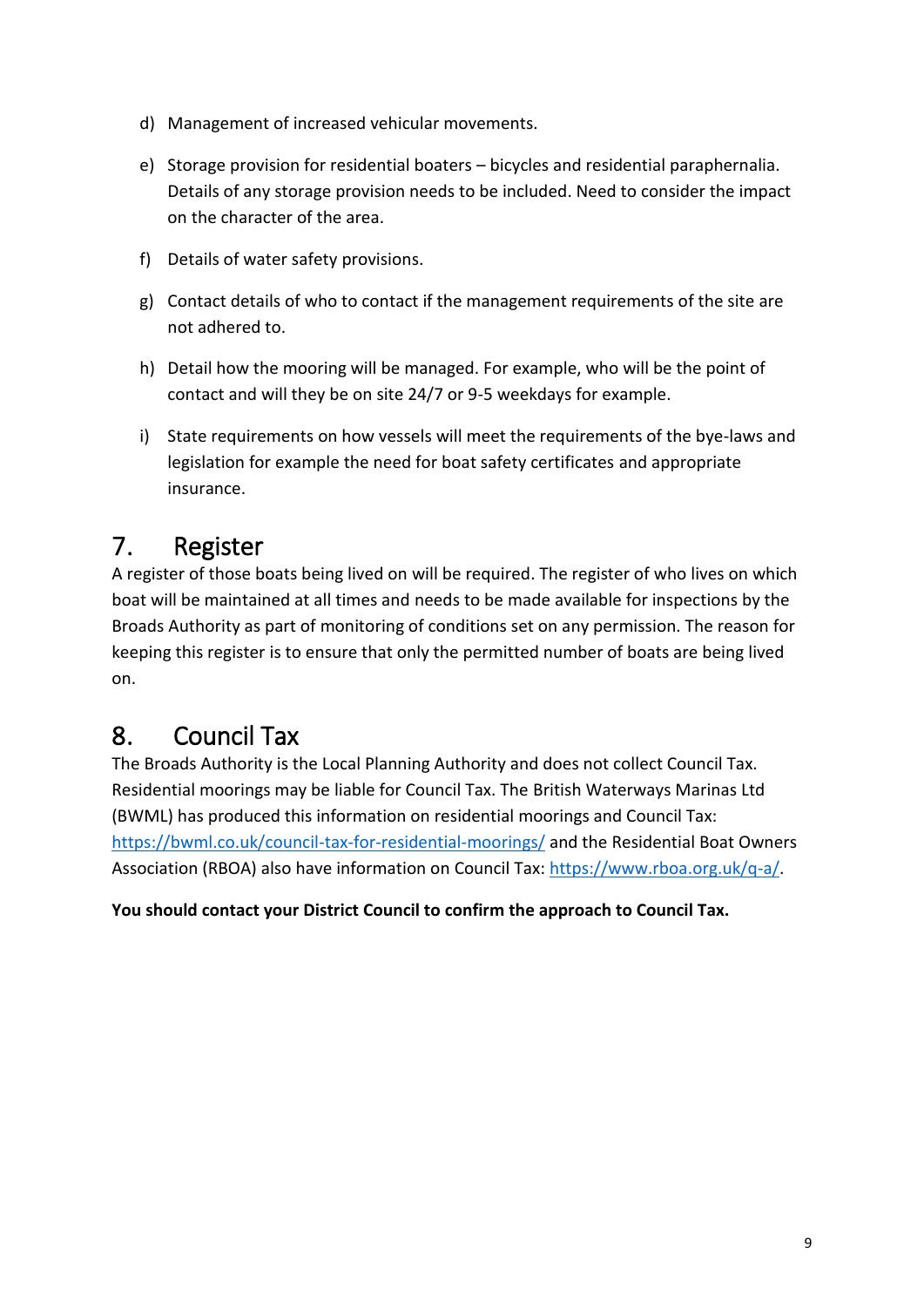d) Management of increased vehicular movements.

e) Storage provision for residential boaters – bicycles and residential paraphernalia. Details of any storage provision needs to be included. Need to consider the impact on the character of the area.

f) Details of water safety provisions.

g) Contact details of who to contact if the management requirements of the site are not adhered to.

h) Detail how the mooring will be managed. For example, who will be the point of contact and will they be on site 24/7 or 9-5 weekdays for example.

i) State requirements on how vessels will meet the requirements of the bye-laws and legislation for example the need for boat safety certificates and appropriate insurance.

# 7. Register

A register of those boats being lived on will be required. The register of who lives on which boat will be maintained at all times and needs to be made available for inspections by the Broads Authority as part of monitoring of conditions set on any permission. The reason for keeping this register is to ensure that only the permitted number of boats are being lived on.

# 8. Council Tax

The Broads Authority is the Local Planning Authority and does not collect Council Tax. Residential moorings may be liable for Council Tax. The British Waterways Marinas Ltd (BWML) has produced this information on residential moorings and Council Tax: [https://bwml.co.uk/council-tax-for-residential-moorings/](https://bwml.co.uk/council-tax-for-residential-moorings/) and the Residential Boat Owners Association (RBOA) also have information on Council Tax: [https://www.rboa.org.uk/q-a/](https://www.rboa.org.uk/q-a/).

**You should contact your District Council to confirm the approach to Council Tax.**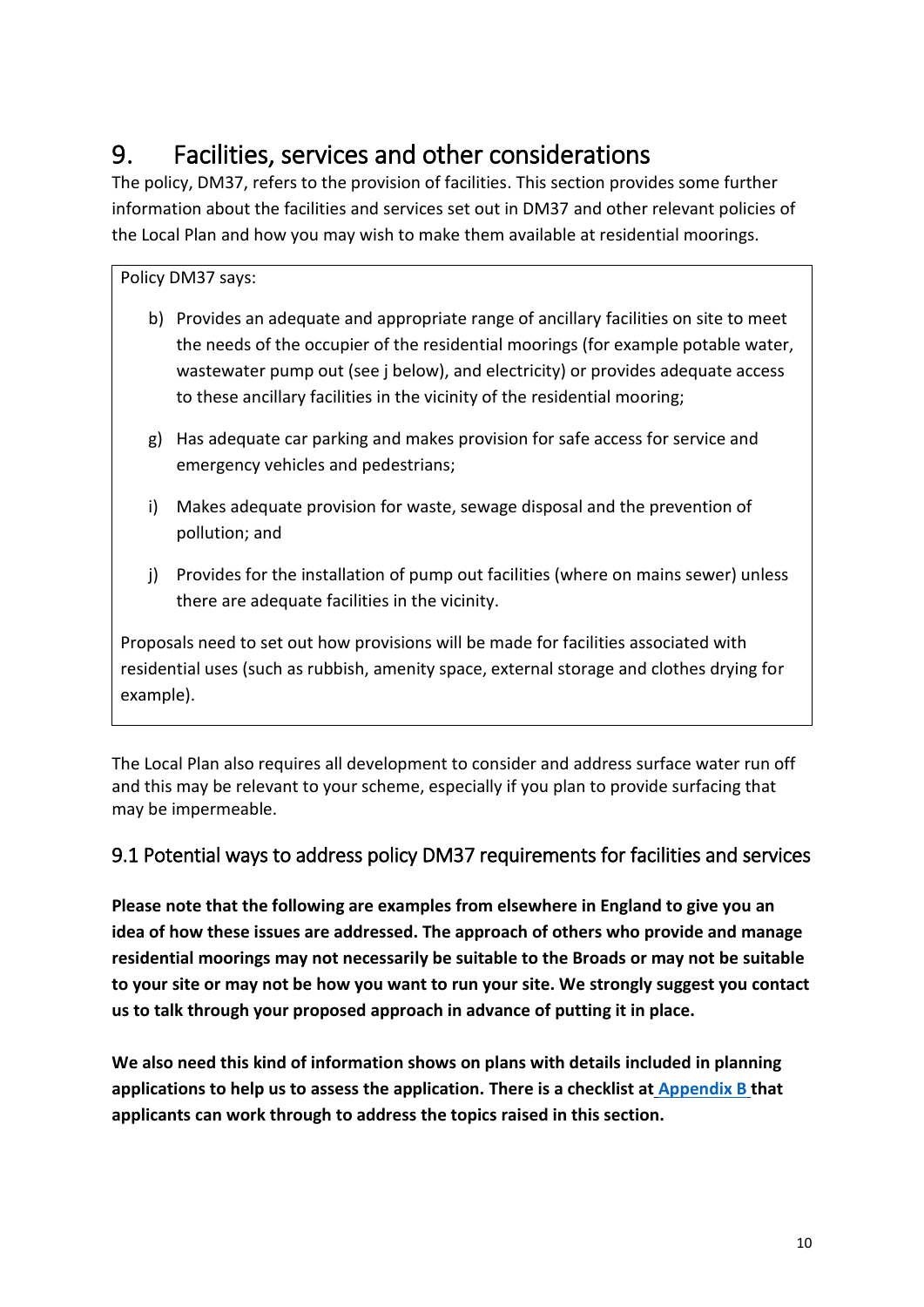# 9. Facilities, services and other considerations

The policy, DM37, refers to the provision of facilities. This section provides some further information about the facilities and services set out in DM37 and other relevant policies of the Local Plan and how you may wish to make them available at residential moorings.

> Policy DM37 says:
>
> b) Provides an adequate and appropriate range of ancillary facilities on site to meet the needs of the occupier of the residential moorings (for example potable water, wastewater pump out (see j below), and electricity) or provides adequate access to these ancillary facilities in the vicinity of the residential mooring;
>
> g) Has adequate car parking and makes provision for safe access for service and emergency vehicles and pedestrians;
>
> i) Makes adequate provision for waste, sewage disposal and the prevention of pollution; and
>
> j) Provides for the installation of pump out facilities (where on mains sewer) unless there are adequate facilities in the vicinity.
>
> Proposals need to set out how provisions will be made for facilities associated with residential uses (such as rubbish, amenity space, external storage and clothes drying for example).

The Local Plan also requires all development to consider and address surface water run off and this may be relevant to your scheme, especially if you plan to provide surfacing that may be impermeable.

## 9.1 Potential ways to address policy DM37 requirements for facilities and services

**Please note that the following are examples from elsewhere in England to give you an idea of how these issues are addressed. The approach of others who provide and manage residential moorings may not necessarily be suitable to the Broads or may not be suitable to your site or may not be how you want to run your site. We strongly suggest you contact us to talk through your proposed approach in advance of putting it in place.**

**We also need this kind of information shows on plans with details included in planning applications to help us to assess the application. There is a checklist at Appendix B that applicants can work through to address the topics raised in this section.**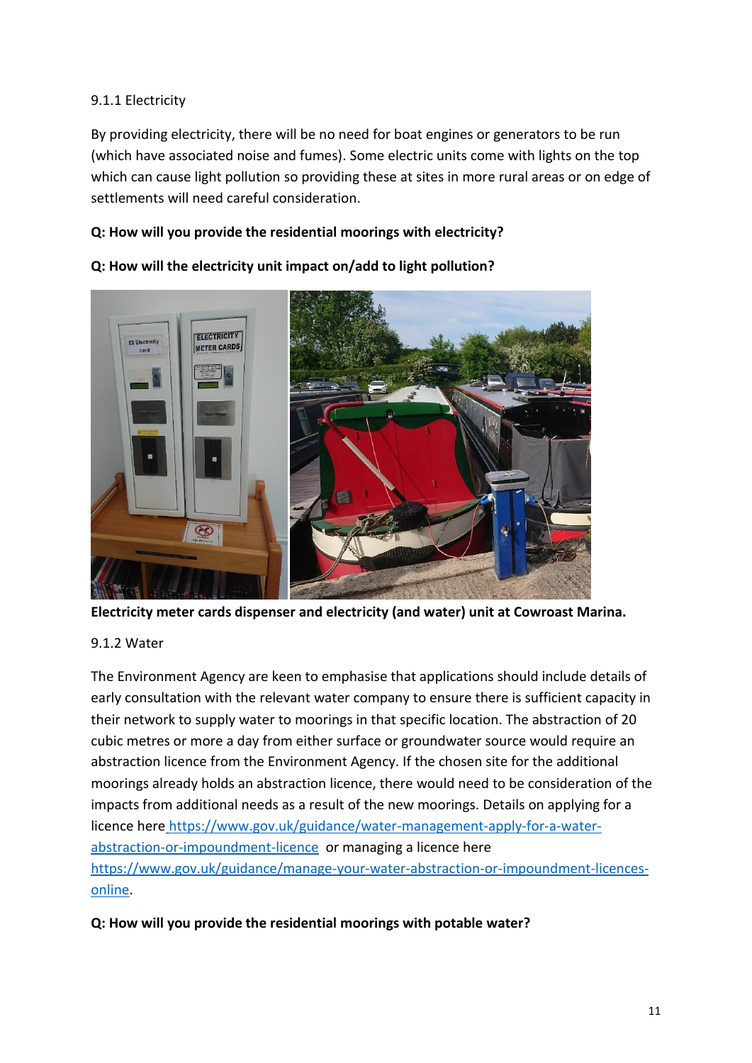### 9.1.1 Electricity

By providing electricity, there will be no need for boat engines or generators to be run (which have associated noise and fumes). Some electric units come with lights on the top which can cause light pollution so providing these at sites in more rural areas or on edge of settlements will need careful consideration.

**Q: How will you provide the residential moorings with electricity?**

**Q: How will the electricity unit impact on/add to light pollution?**

**Electricity meter cards dispenser and electricity (and water) unit at Cowroast Marina.**

### 9.1.2 Water

The Environment Agency are keen to emphasise that applications should include details of early consultation with the relevant water company to ensure there is sufficient capacity in their network to supply water to moorings in that specific location. The abstraction of 20 cubic metres or more a day from either surface or groundwater source would require an abstraction licence from the Environment Agency. If the chosen site for the additional moorings already holds an abstraction licence, there would need to be consideration of the impacts from additional needs as a result of the new moorings. Details on applying for a licence here https://www.gov.uk/guidance/water-management-apply-for-a-water-abstraction-or-impoundment-licence or managing a licence here https://www.gov.uk/guidance/manage-your-water-abstraction-or-impoundment-licences-online.

**Q: How will you provide the residential moorings with potable water?**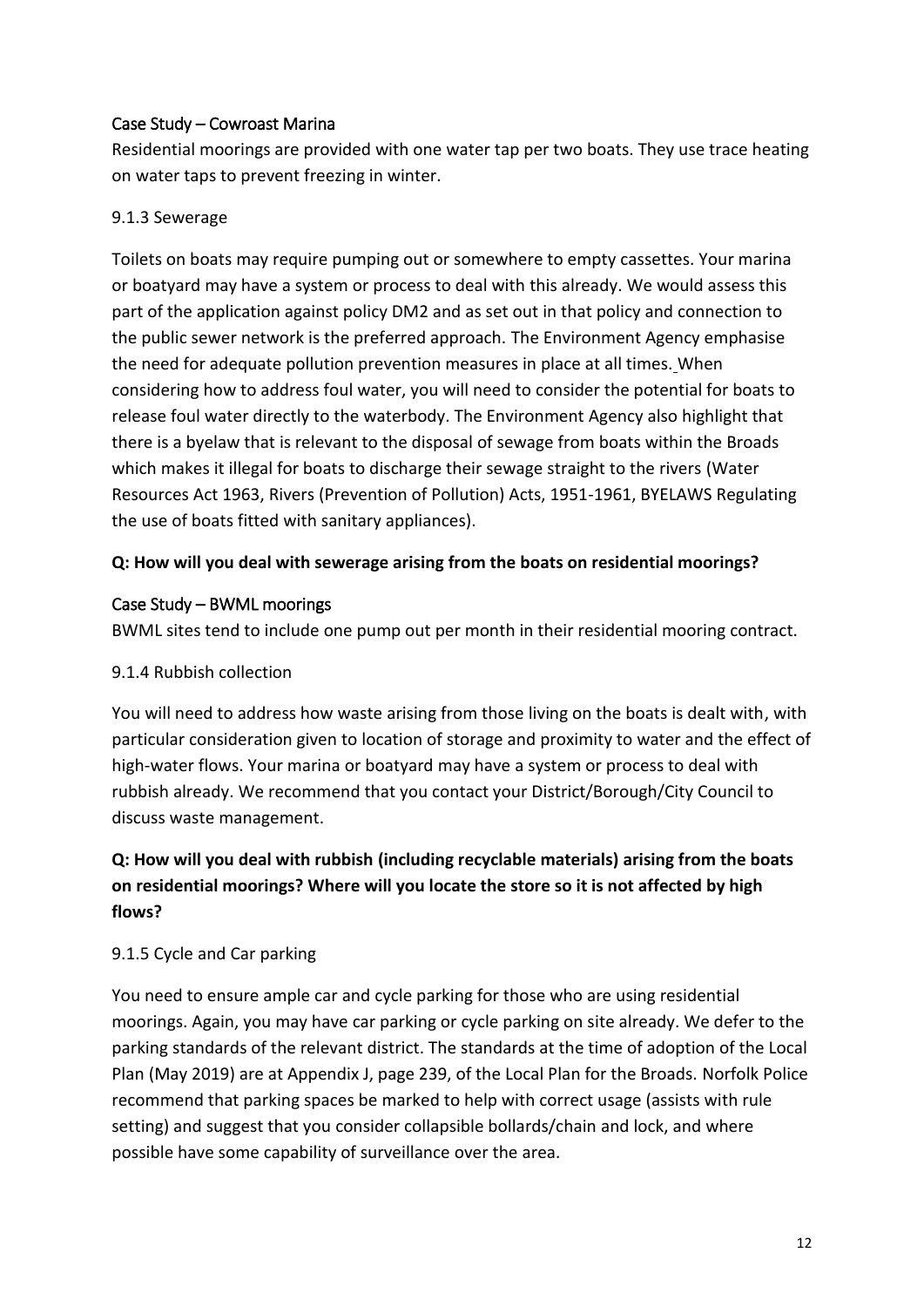Case Study – Cowroast Marina

Residential moorings are provided with one water tap per two boats. They use trace heating on water taps to prevent freezing in winter.

9.1.3 Sewerage

Toilets on boats may require pumping out or somewhere to empty cassettes. Your marina or boatyard may have a system or process to deal with this already. We would assess this part of the application against policy DM2 and as set out in that policy and connection to the public sewer network is the preferred approach. The Environment Agency emphasise the need for adequate pollution prevention measures in place at all times. When considering how to address foul water, you will need to consider the potential for boats to release foul water directly to the waterbody. The Environment Agency also highlight that there is a byelaw that is relevant to the disposal of sewage from boats within the Broads which makes it illegal for boats to discharge their sewage straight to the rivers (Water Resources Act 1963, Rivers (Prevention of Pollution) Acts, 1951-1961, BYELAWS Regulating the use of boats fitted with sanitary appliances).

**Q: How will you deal with sewerage arising from the boats on residential moorings?**

Case Study – BWML moorings

BWML sites tend to include one pump out per month in their residential mooring contract.

9.1.4 Rubbish collection

You will need to address how waste arising from those living on the boats is dealt with, with particular consideration given to location of storage and proximity to water and the effect of high-water flows. Your marina or boatyard may have a system or process to deal with rubbish already. We recommend that you contact your District/Borough/City Council to discuss waste management.

**Q: How will you deal with rubbish (including recyclable materials) arising from the boats on residential moorings? Where will you locate the store so it is not affected by high flows?**

9.1.5 Cycle and Car parking

You need to ensure ample car and cycle parking for those who are using residential moorings. Again, you may have car parking or cycle parking on site already. We defer to the parking standards of the relevant district. The standards at the time of adoption of the Local Plan (May 2019) are at Appendix J, page 239, of the Local Plan for the Broads. Norfolk Police recommend that parking spaces be marked to help with correct usage (assists with rule setting) and suggest that you consider collapsible bollards/chain and lock, and where possible have some capability of surveillance over the area.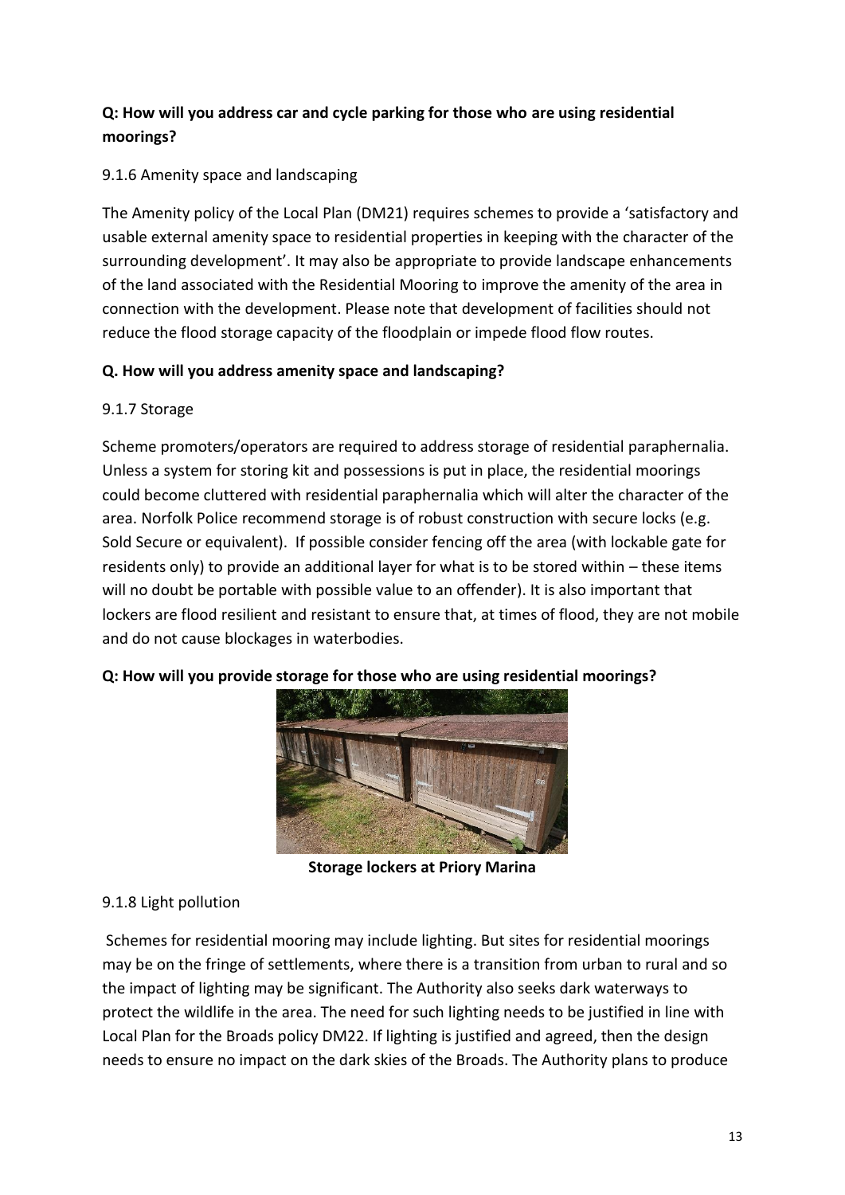**Q: How will you address car and cycle parking for those who are using residential moorings?**

9.1.6 Amenity space and landscaping

The Amenity policy of the Local Plan (DM21) requires schemes to provide a 'satisfactory and usable external amenity space to residential properties in keeping with the character of the surrounding development'. It may also be appropriate to provide landscape enhancements of the land associated with the Residential Mooring to improve the amenity of the area in connection with the development. Please note that development of facilities should not reduce the flood storage capacity of the floodplain or impede flood flow routes.

**Q. How will you address amenity space and landscaping?**

9.1.7 Storage

Scheme promoters/operators are required to address storage of residential paraphernalia. Unless a system for storing kit and possessions is put in place, the residential moorings could become cluttered with residential paraphernalia which will alter the character of the area. Norfolk Police recommend storage is of robust construction with secure locks (e.g. Sold Secure or equivalent). If possible consider fencing off the area (with lockable gate for residents only) to provide an additional layer for what is to be stored within – these items will no doubt be portable with possible value to an offender). It is also important that lockers are flood resilient and resistant to ensure that, at times of flood, they are not mobile and do not cause blockages in waterbodies.

**Q: How will you provide storage for those who are using residential moorings?**

**Storage lockers at Priory Marina**

9.1.8 Light pollution

Schemes for residential mooring may include lighting. But sites for residential moorings may be on the fringe of settlements, where there is a transition from urban to rural and so the impact of lighting may be significant. The Authority also seeks dark waterways to protect the wildlife in the area. The need for such lighting needs to be justified in line with Local Plan for the Broads policy DM22. If lighting is justified and agreed, then the design needs to ensure no impact on the dark skies of the Broads. The Authority plans to produce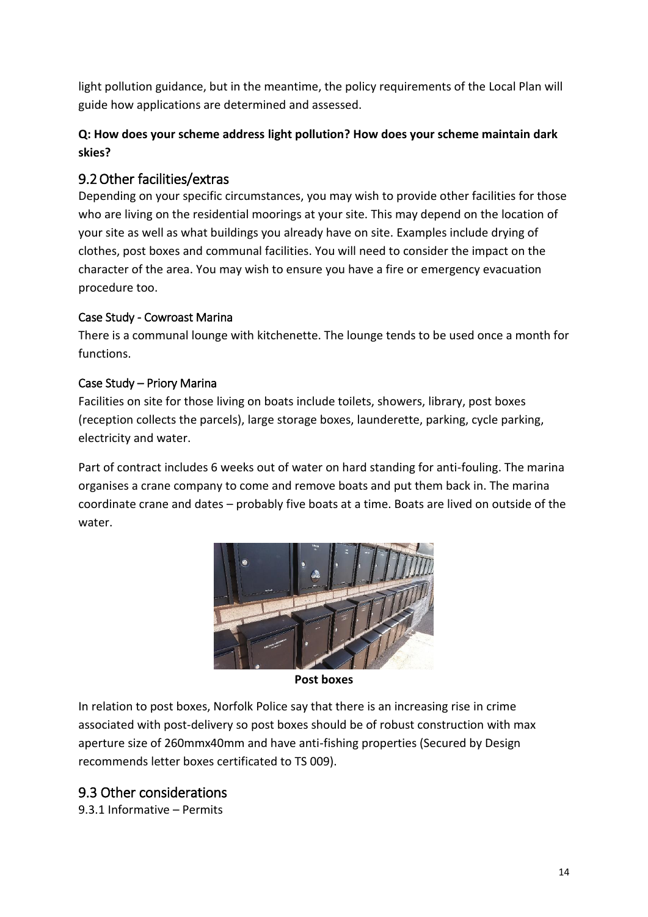light pollution guidance, but in the meantime, the policy requirements of the Local Plan will guide how applications are determined and assessed.

**Q: How does your scheme address light pollution? How does your scheme maintain dark skies?**

## 9.2 Other facilities/extras

Depending on your specific circumstances, you may wish to provide other facilities for those who are living on the residential moorings at your site. This may depend on the location of your site as well as what buildings you already have on site. Examples include drying of clothes, post boxes and communal facilities. You will need to consider the impact on the character of the area. You may wish to ensure you have a fire or emergency evacuation procedure too.

### Case Study - Cowroast Marina

There is a communal lounge with kitchenette. The lounge tends to be used once a month for functions.

### Case Study – Priory Marina

Facilities on site for those living on boats include toilets, showers, library, post boxes (reception collects the parcels), large storage boxes, launderette, parking, cycle parking, electricity and water.

Part of contract includes 6 weeks out of water on hard standing for anti-fouling. The marina organises a crane company to come and remove boats and put them back in. The marina coordinate crane and dates – probably five boats at a time. Boats are lived on outside of the water.

**Post boxes**

In relation to post boxes, Norfolk Police say that there is an increasing rise in crime associated with post-delivery so post boxes should be of robust construction with max aperture size of 260mmx40mm and have anti-fishing properties (Secured by Design recommends letter boxes certificated to TS 009).

## 9.3 Other considerations

9.3.1 Informative – Permits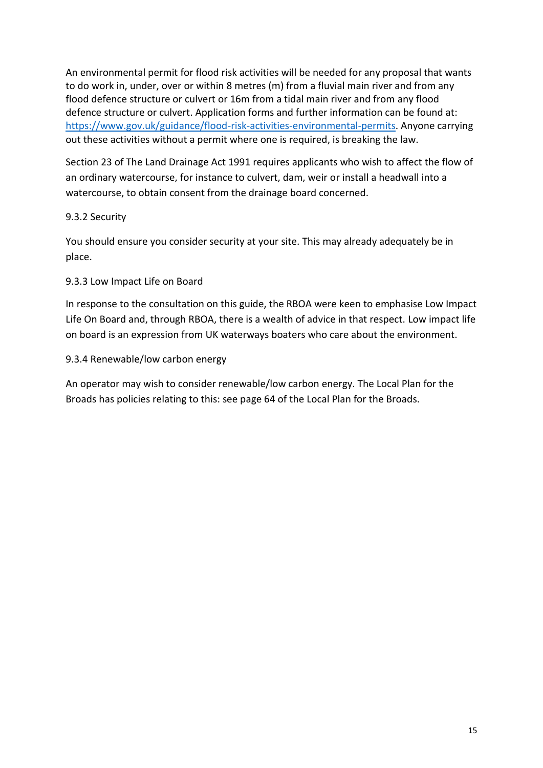An environmental permit for flood risk activities will be needed for any proposal that wants to do work in, under, over or within 8 metres (m) from a fluvial main river and from any flood defence structure or culvert or 16m from a tidal main river and from any flood defence structure or culvert. Application forms and further information can be found at: [https://www.gov.uk/guidance/flood-risk-activities-environmental-permits](https://www.gov.uk/guidance/flood-risk-activities-environmental-permits). Anyone carrying out these activities without a permit where one is required, is breaking the law.

Section 23 of The Land Drainage Act 1991 requires applicants who wish to affect the flow of an ordinary watercourse, for instance to culvert, dam, weir or install a headwall into a watercourse, to obtain consent from the drainage board concerned.

### 9.3.2 Security

You should ensure you consider security at your site. This may already adequately be in place.

### 9.3.3 Low Impact Life on Board

In response to the consultation on this guide, the RBOA were keen to emphasise Low Impact Life On Board and, through RBOA, there is a wealth of advice in that respect. Low impact life on board is an expression from UK waterways boaters who care about the environment.

### 9.3.4 Renewable/low carbon energy

An operator may wish to consider renewable/low carbon energy. The Local Plan for the Broads has policies relating to this: see page 64 of the Local Plan for the Broads.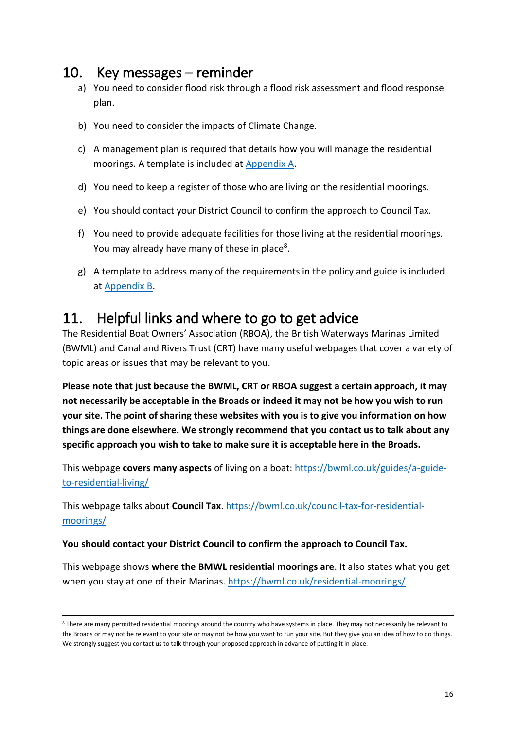## 10. Key messages – reminder

a) You need to consider flood risk through a flood risk assessment and flood response plan.

b) You need to consider the impacts of Climate Change.

c) A management plan is required that details how you will manage the residential moorings. A template is included at [Appendix A](#).

d) You need to keep a register of those who are living on the residential moorings.

e) You should contact your District Council to confirm the approach to Council Tax.

f) You need to provide adequate facilities for those living at the residential moorings. You may already have many of these in place[8].

g) A template to address many of the requirements in the policy and guide is included at [Appendix B](#).

## 11. Helpful links and where to go to get advice

The Residential Boat Owners' Association (RBOA), the British Waterways Marinas Limited (BWML) and Canal and Rivers Trust (CRT) have many useful webpages that cover a variety of topic areas or issues that may be relevant to you.

**Please note that just because the BWML, CRT or RBOA suggest a certain approach, it may not necessarily be acceptable in the Broads or indeed it may not be how you wish to run your site. The point of sharing these websites with you is to give you information on how things are done elsewhere. We strongly recommend that you contact us to talk about any specific approach you wish to take to make sure it is acceptable here in the Broads.**

This webpage **covers many aspects** of living on a boat: [https://bwml.co.uk/guides/a-guide-to-residential-living/](https://bwml.co.uk/guides/a-guide-to-residential-living/)

This webpage talks about **Council Tax**. [https://bwml.co.uk/council-tax-for-residential-moorings/](https://bwml.co.uk/council-tax-for-residential-moorings/)

**You should contact your District Council to confirm the approach to Council Tax.**

This webpage shows **where the BMWL residential moorings are**. It also states what you get when you stay at one of their Marinas. [https://bwml.co.uk/residential-moorings/](https://bwml.co.uk/residential-moorings/)

---

[8] There are many permitted residential moorings around the country who have systems in place. They may not necessarily be relevant to the Broads or may not be relevant to your site or may not be how you want to run your site. But they give you an idea of how to do things. We strongly suggest you contact us to talk through your proposed approach in advance of putting it in place.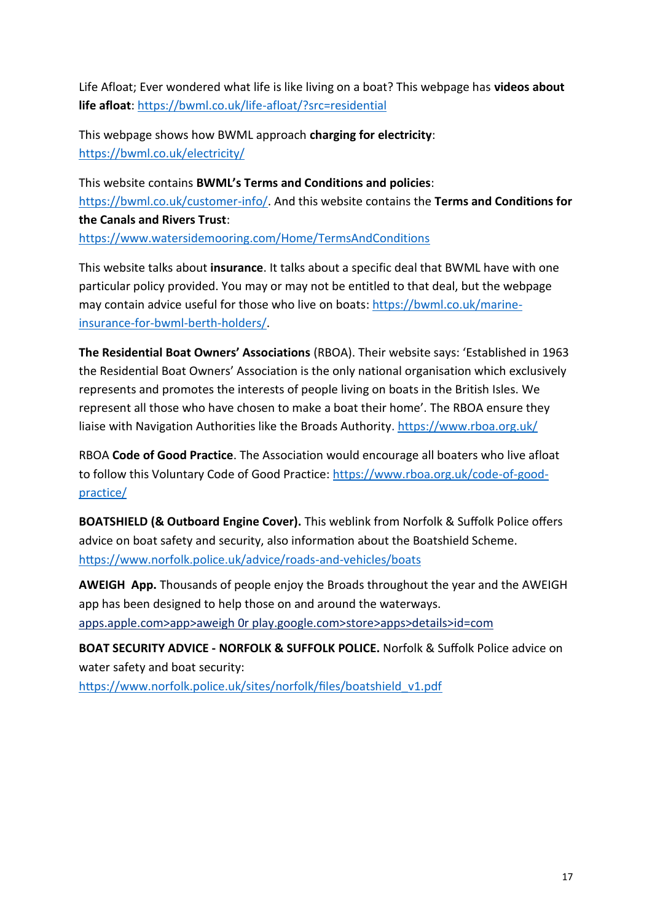Life Afloat; Ever wondered what life is like living on a boat? This webpage has **videos about life afloat**: https://bwml.co.uk/life-afloat/?src=residential

This webpage shows how BWML approach **charging for electricity**: https://bwml.co.uk/electricity/

This website contains **BWML's Terms and Conditions and policies**: https://bwml.co.uk/customer-info/. And this website contains the **Terms and Conditions for the Canals and Rivers Trust**: https://www.watersidemooring.com/Home/TermsAndConditions

This website talks about **insurance**. It talks about a specific deal that BWML have with one particular policy provided. You may or may not be entitled to that deal, but the webpage may contain advice useful for those who live on boats: https://bwml.co.uk/marine-insurance-for-bwml-berth-holders/.

**The Residential Boat Owners' Associations** (RBOA). Their website says: 'Established in 1963 the Residential Boat Owners' Association is the only national organisation which exclusively represents and promotes the interests of people living on boats in the British Isles. We represent all those who have chosen to make a boat their home'. The RBOA ensure they liaise with Navigation Authorities like the Broads Authority. https://www.rboa.org.uk/

RBOA **Code of Good Practice**. The Association would encourage all boaters who live afloat to follow this Voluntary Code of Good Practice: https://www.rboa.org.uk/code-of-good-practice/

**BOATSHIELD (& Outboard Engine Cover).** This weblink from Norfolk & Suffolk Police offers advice on boat safety and security, also information about the Boatshield Scheme. https://www.norfolk.police.uk/advice/roads-and-vehicles/boats

**AWEIGH App.** Thousands of people enjoy the Broads throughout the year and the AWEIGH app has been designed to help those on and around the waterways. apps.apple.com>app>aweigh 0r play.google.com>store>apps>details>id=com

**BOAT SECURITY ADVICE - NORFOLK & SUFFOLK POLICE.** Norfolk & Suffolk Police advice on water safety and boat security: https://www.norfolk.police.uk/sites/norfolk/files/boatshield_v1.pdf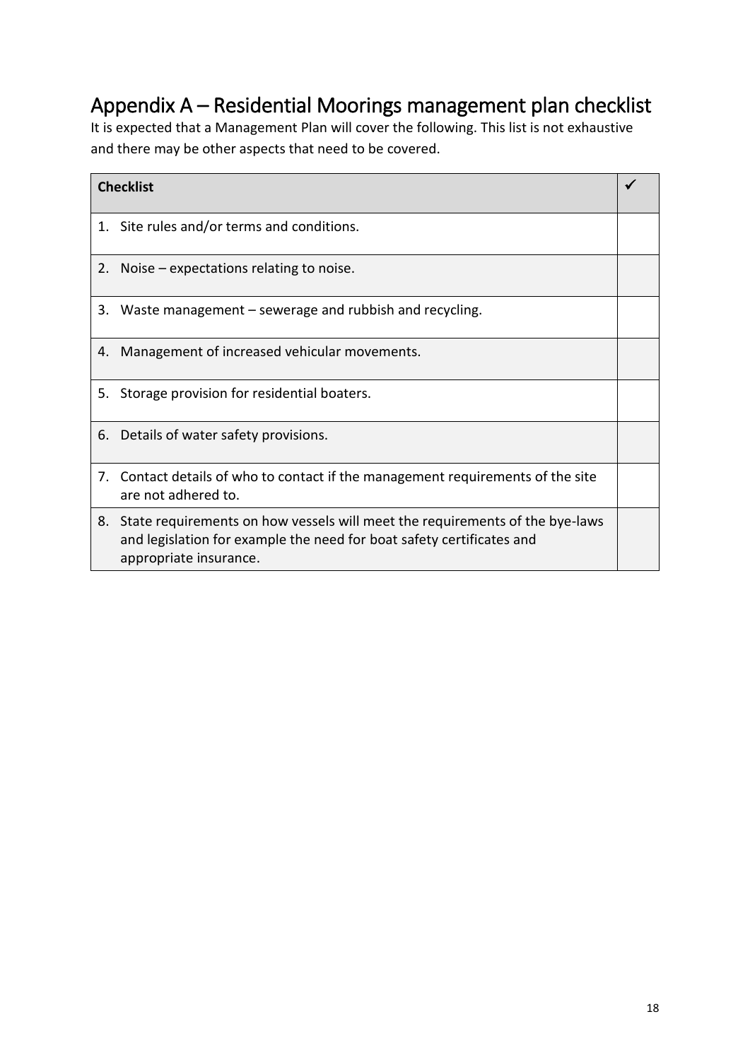## Appendix A – Residential Moorings management plan checklist

It is expected that a Management Plan will cover the following. This list is not exhaustive and there may be other aspects that need to be covered.

| Checklist | ✓ |
|---|---|
| 1. Site rules and/or terms and conditions. | |
| 2. Noise – expectations relating to noise. | |
| 3. Waste management – sewerage and rubbish and recycling. | |
| 4. Management of increased vehicular movements. | |
| 5. Storage provision for residential boaters. | |
| 6. Details of water safety provisions. | |
| 7. Contact details of who to contact if the management requirements of the site are not adhered to. | |
| 8. State requirements on how vessels will meet the requirements of the bye-laws and legislation for example the need for boat safety certificates and appropriate insurance. | |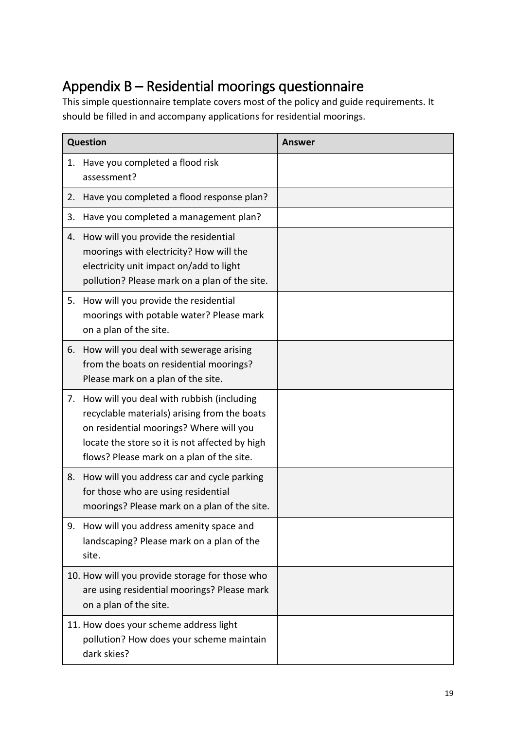# Appendix B – Residential moorings questionnaire

This simple questionnaire template covers most of the policy and guide requirements. It should be filled in and accompany applications for residential moorings.

| Question | Answer |
| --- | --- |
| 1. Have you completed a flood risk assessment? | |
| 2. Have you completed a flood response plan? | |
| 3. Have you completed a management plan? | |
| 4. How will you provide the residential moorings with electricity? How will the electricity unit impact on/add to light pollution? Please mark on a plan of the site. | |
| 5. How will you provide the residential moorings with potable water? Please mark on a plan of the site. | |
| 6. How will you deal with sewerage arising from the boats on residential moorings? Please mark on a plan of the site. | |
| 7. How will you deal with rubbish (including recyclable materials) arising from the boats on residential moorings? Where will you locate the store so it is not affected by high flows? Please mark on a plan of the site. | |
| 8. How will you address car and cycle parking for those who are using residential moorings? Please mark on a plan of the site. | |
| 9. How will you address amenity space and landscaping? Please mark on a plan of the site. | |
| 10. How will you provide storage for those who are using residential moorings? Please mark on a plan of the site. | |
| 11. How does your scheme address light pollution? How does your scheme maintain dark skies? | |